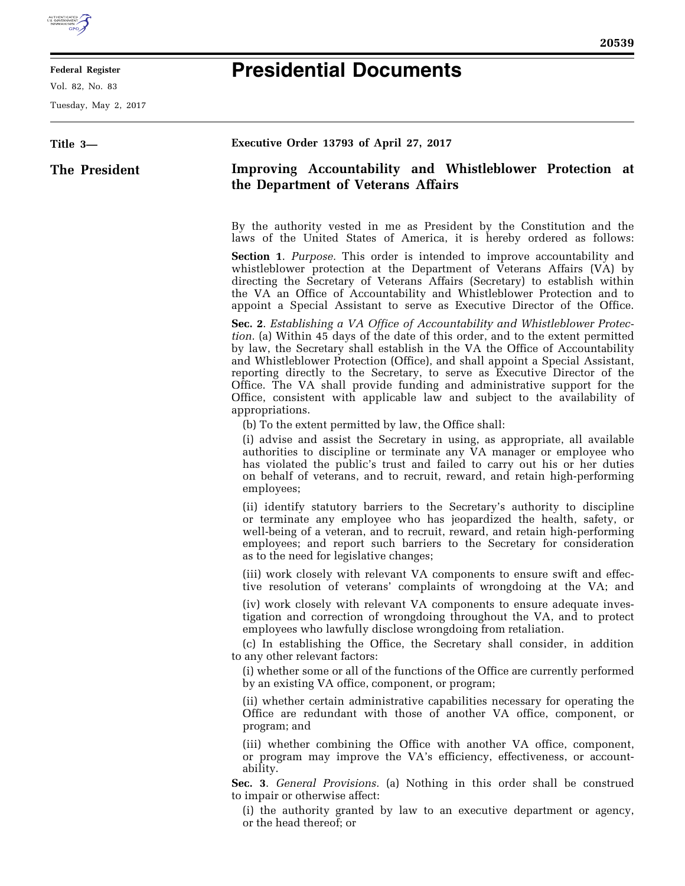**Federal Register**

Vol. 82, No. 83

Tuesday, May 2, 2017

# Presidential Documents

**Title 3—**

**The President**

**Executive Order 13793 of April 27, 2017**

## Improving Accountability and Whistleblower Protection at the Department of Veterans Affairs

By the authority vested in me as President by the Constitution and the laws of the United States of America, it is hereby ordered as follows:

**Section 1**. *Purpose.* This order is intended to improve accountability and whistleblower protection at the Department of Veterans Affairs (VA) by directing the Secretary of Veterans Affairs (Secretary) to establish within the VA an Office of Accountability and Whistleblower Protection and to appoint a Special Assistant to serve as Executive Director of the Office.

**Sec. 2**. *Establishing a VA Office of Accountability and Whistleblower Protection.* (a) Within 45 days of the date of this order, and to the extent permitted by law, the Secretary shall establish in the VA the Office of Accountability and Whistleblower Protection (Office), and shall appoint a Special Assistant, reporting directly to the Secretary, to serve as Executive Director of the Office. The VA shall provide funding and administrative support for the Office, consistent with applicable law and subject to the availability of appropriations.

(b) To the extent permitted by law, the Office shall:

(i) advise and assist the Secretary in using, as appropriate, all available authorities to discipline or terminate any VA manager or employee who has violated the public's trust and failed to carry out his or her duties on behalf of veterans, and to recruit, reward, and retain high-performing employees;

(ii) identify statutory barriers to the Secretary's authority to discipline or terminate any employee who has jeopardized the health, safety, or well-being of a veteran, and to recruit, reward, and retain high-performing employees; and report such barriers to the Secretary for consideration as to the need for legislative changes;

(iii) work closely with relevant VA components to ensure swift and effective resolution of veterans' complaints of wrongdoing at the VA; and

(iv) work closely with relevant VA components to ensure adequate investigation and correction of wrongdoing throughout the VA, and to protect employees who lawfully disclose wrongdoing from retaliation.

(c) In establishing the Office, the Secretary shall consider, in addition to any other relevant factors:

(i) whether some or all of the functions of the Office are currently performed by an existing VA office, component, or program;

(ii) whether certain administrative capabilities necessary for operating the Office are redundant with those of another VA office, component, or program; and

(iii) whether combining the Office with another VA office, component, or program may improve the VA's efficiency, effectiveness, or accountability.

**Sec. 3**. *General Provisions.* (a) Nothing in this order shall be construed to impair or otherwise affect:

(i) the authority granted by law to an executive department or agency, or the head thereof; or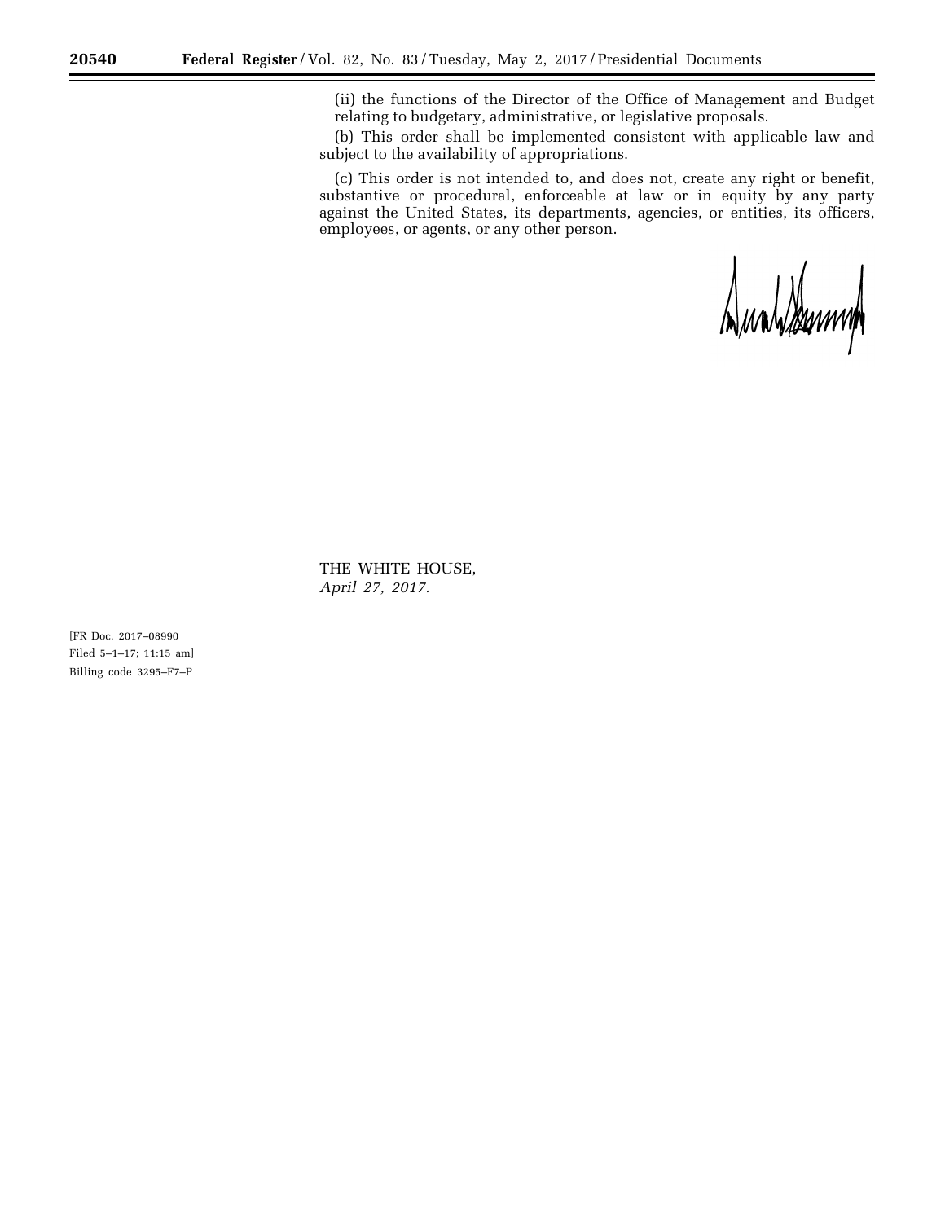(ii) the functions of the Director of the Office of Management and Budget relating to budgetary, administrative, or legislative proposals.

(b) This order shall be implemented consistent with applicable law and subject to the availability of appropriations.

(c) This order is not intended to, and does not, create any right or benefit, substantive or procedural, enforceable at law or in equity by any party against the United States, its departments, agencies, or entities, its officers, employees, or agents, or any other person.

THE WHITE HOUSE,
*April 27, 2017.*

[FR Doc. 2017–08990
Filed 5–1–17; 11:15 am]
Billing code 3295–F7–P